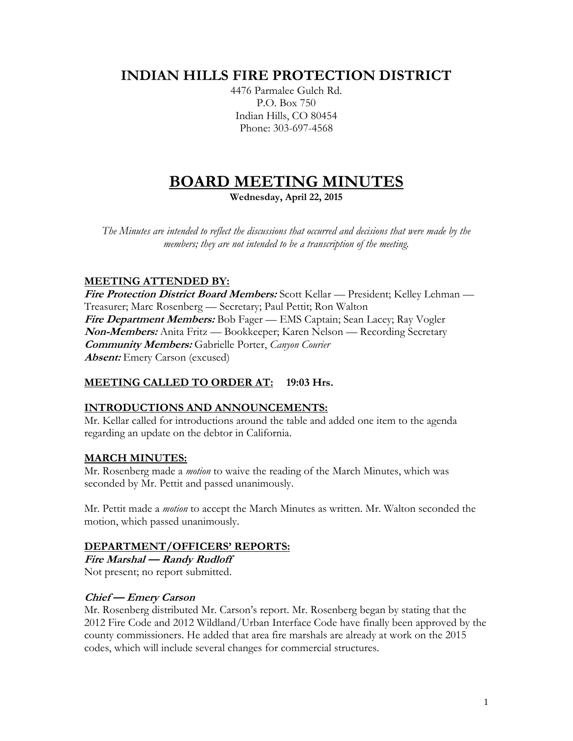# INDIAN HILLS FIRE PROTECTION DISTRICT

4476 Parmalee Gulch Rd.
P.O. Box 750
Indian Hills, CO 80454
Phone: 303-697-4568

# BOARD MEETING MINUTES

**Wednesday, April 22, 2015**

*The Minutes are intended to reflect the discussions that occurred and decisions that were made by the members; they are not intended to be a transcription of the meeting.*

## MEETING ATTENDED BY:

***Fire Protection District Board Members:*** Scott Kellar — President; Kelley Lehman — Treasurer; Marc Rosenberg — Secretary; Paul Pettit; Ron Walton
***Fire Department Members:*** Bob Fager — EMS Captain; Sean Lacey; Ray Vogler
***Non-Members:*** Anita Fritz — Bookkeeper; Karen Nelson — Recording Secretary
***Community Members:*** Gabrielle Porter, *Canyon Courier*
***Absent:*** Emery Carson (excused)

## MEETING CALLED TO ORDER AT: 19:03 Hrs.

## INTRODUCTIONS AND ANNOUNCEMENTS:

Mr. Kellar called for introductions around the table and added one item to the agenda regarding an update on the debtor in California.

## MARCH MINUTES:

Mr. Rosenberg made a *motion* to waive the reading of the March Minutes, which was seconded by Mr. Pettit and passed unanimously.

Mr. Pettit made a *motion* to accept the March Minutes as written. Mr. Walton seconded the motion, which passed unanimously.

## DEPARTMENT/OFFICERS' REPORTS:

### *Fire Marshal — Randy Rudloff*

Not present; no report submitted.

### *Chief — Emery Carson*

Mr. Rosenberg distributed Mr. Carson's report. Mr. Rosenberg began by stating that the 2012 Fire Code and 2012 Wildland/Urban Interface Code have finally been approved by the county commissioners. He added that area fire marshals are already at work on the 2015 codes, which will include several changes for commercial structures.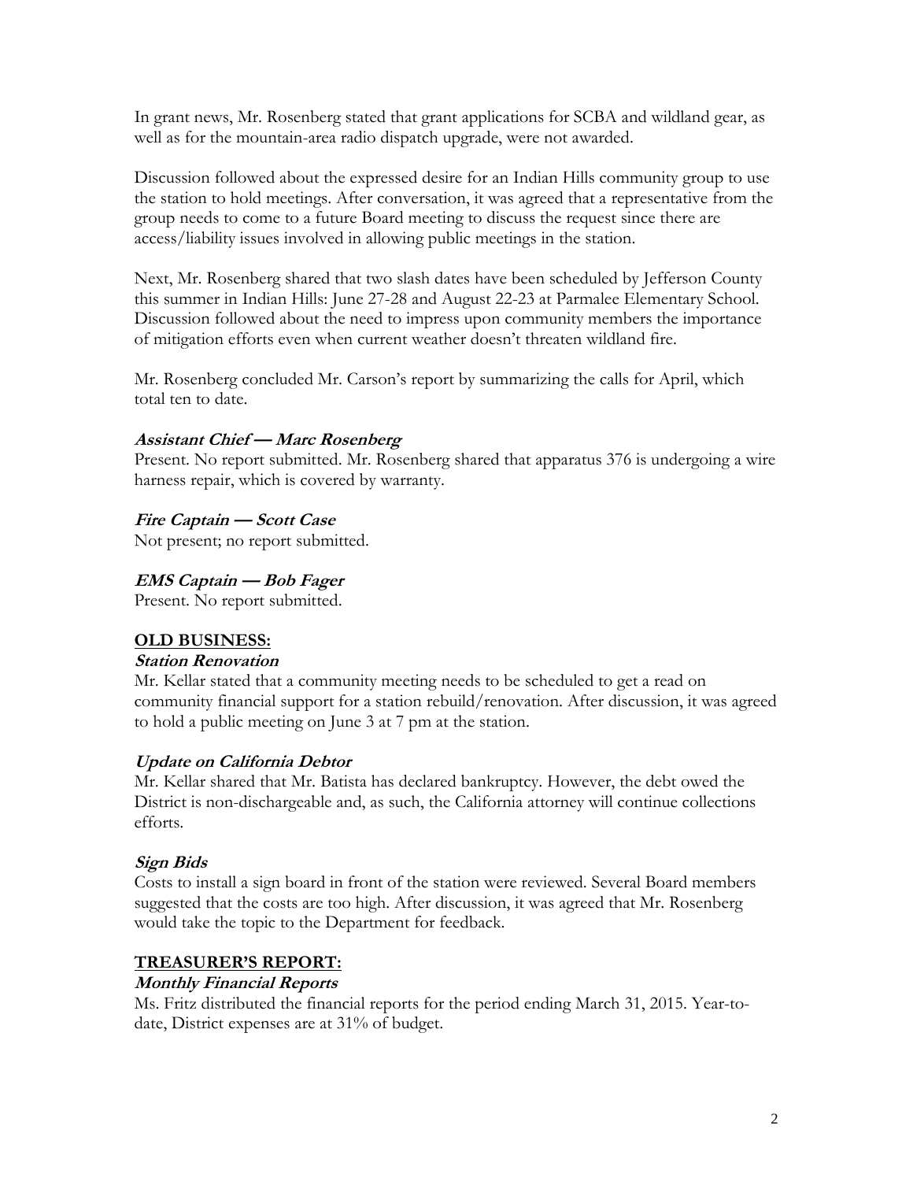In grant news, Mr. Rosenberg stated that grant applications for SCBA and wildland gear, as well as for the mountain-area radio dispatch upgrade, were not awarded.

Discussion followed about the expressed desire for an Indian Hills community group to use the station to hold meetings. After conversation, it was agreed that a representative from the group needs to come to a future Board meeting to discuss the request since there are access/liability issues involved in allowing public meetings in the station.

Next, Mr. Rosenberg shared that two slash dates have been scheduled by Jefferson County this summer in Indian Hills: June 27-28 and August 22-23 at Parmalee Elementary School. Discussion followed about the need to impress upon community members the importance of mitigation efforts even when current weather doesn't threaten wildland fire.

Mr. Rosenberg concluded Mr. Carson's report by summarizing the calls for April, which total ten to date.

***Assistant Chief — Marc Rosenberg***

Present. No report submitted. Mr. Rosenberg shared that apparatus 376 is undergoing a wire harness repair, which is covered by warranty.

***Fire Captain — Scott Case***

Not present; no report submitted.

***EMS Captain — Bob Fager***

Present. No report submitted.

## OLD BUSINESS:

***Station Renovation***

Mr. Kellar stated that a community meeting needs to be scheduled to get a read on community financial support for a station rebuild/renovation. After discussion, it was agreed to hold a public meeting on June 3 at 7 pm at the station.

***Update on California Debtor***

Mr. Kellar shared that Mr. Batista has declared bankruptcy. However, the debt owed the District is non-dischargeable and, as such, the California attorney will continue collections efforts.

***Sign Bids***

Costs to install a sign board in front of the station were reviewed. Several Board members suggested that the costs are too high. After discussion, it was agreed that Mr. Rosenberg would take the topic to the Department for feedback.

## TREASURER'S REPORT:

***Monthly Financial Reports***

Ms. Fritz distributed the financial reports for the period ending March 31, 2015. Year-to-date, District expenses are at 31% of budget.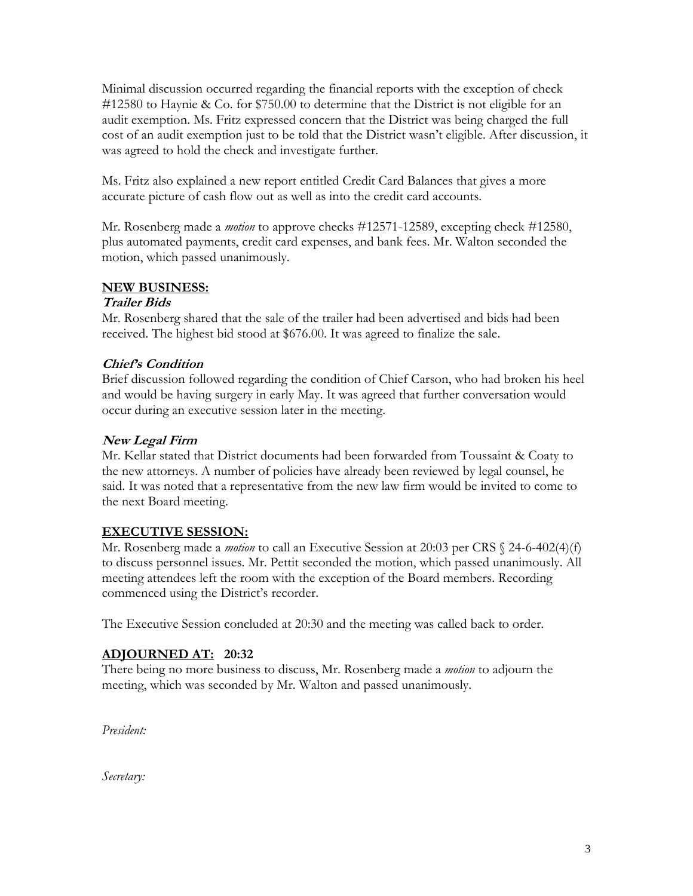Minimal discussion occurred regarding the financial reports with the exception of check #12580 to Haynie & Co. for $750.00 to determine that the District is not eligible for an audit exemption. Ms. Fritz expressed concern that the District was being charged the full cost of an audit exemption just to be told that the District wasn't eligible. After discussion, it was agreed to hold the check and investigate further.

Ms. Fritz also explained a new report entitled Credit Card Balances that gives a more accurate picture of cash flow out as well as into the credit card accounts.

Mr. Rosenberg made a *motion* to approve checks #12571-12589, excepting check #12580, plus automated payments, credit card expenses, and bank fees. Mr. Walton seconded the motion, which passed unanimously.

## NEW BUSINESS:

### *Trailer Bids*

Mr. Rosenberg shared that the sale of the trailer had been advertised and bids had been received. The highest bid stood at $676.00. It was agreed to finalize the sale.

### *Chief's Condition*

Brief discussion followed regarding the condition of Chief Carson, who had broken his heel and would be having surgery in early May. It was agreed that further conversation would occur during an executive session later in the meeting.

### *New Legal Firm*

Mr. Kellar stated that District documents had been forwarded from Toussaint & Coaty to the new attorneys. A number of policies have already been reviewed by legal counsel, he said. It was noted that a representative from the new law firm would be invited to come to the next Board meeting.

## EXECUTIVE SESSION:

Mr. Rosenberg made a *motion* to call an Executive Session at 20:03 per CRS § 24-6-402(4)(f) to discuss personnel issues. Mr. Pettit seconded the motion, which passed unanimously. All meeting attendees left the room with the exception of the Board members. Recording commenced using the District's recorder.

The Executive Session concluded at 20:30 and the meeting was called back to order.

## ADJOURNED AT: 20:32

There being no more business to discuss, Mr. Rosenberg made a *motion* to adjourn the meeting, which was seconded by Mr. Walton and passed unanimously.

*President:*

*Secretary:*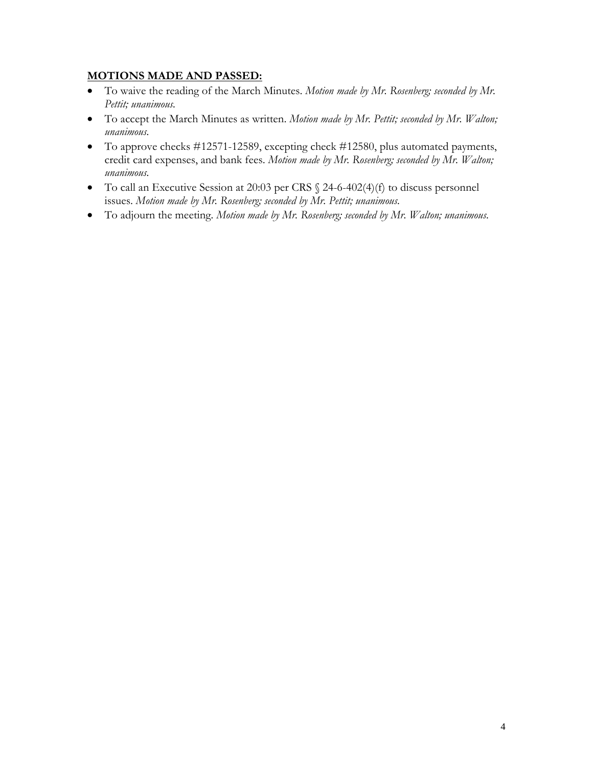**MOTIONS MADE AND PASSED:**

- To waive the reading of the March Minutes. *Motion made by Mr. Rosenberg; seconded by Mr. Pettit; unanimous.*
- To accept the March Minutes as written. *Motion made by Mr. Pettit; seconded by Mr. Walton; unanimous.*
- To approve checks #12571-12589, excepting check #12580, plus automated payments, credit card expenses, and bank fees. *Motion made by Mr. Rosenberg; seconded by Mr. Walton; unanimous.*
- To call an Executive Session at 20:03 per CRS § 24-6-402(4)(f) to discuss personnel issues. *Motion made by Mr. Rosenberg; seconded by Mr. Pettit; unanimous.*
- To adjourn the meeting. *Motion made by Mr. Rosenberg; seconded by Mr. Walton; unanimous.*